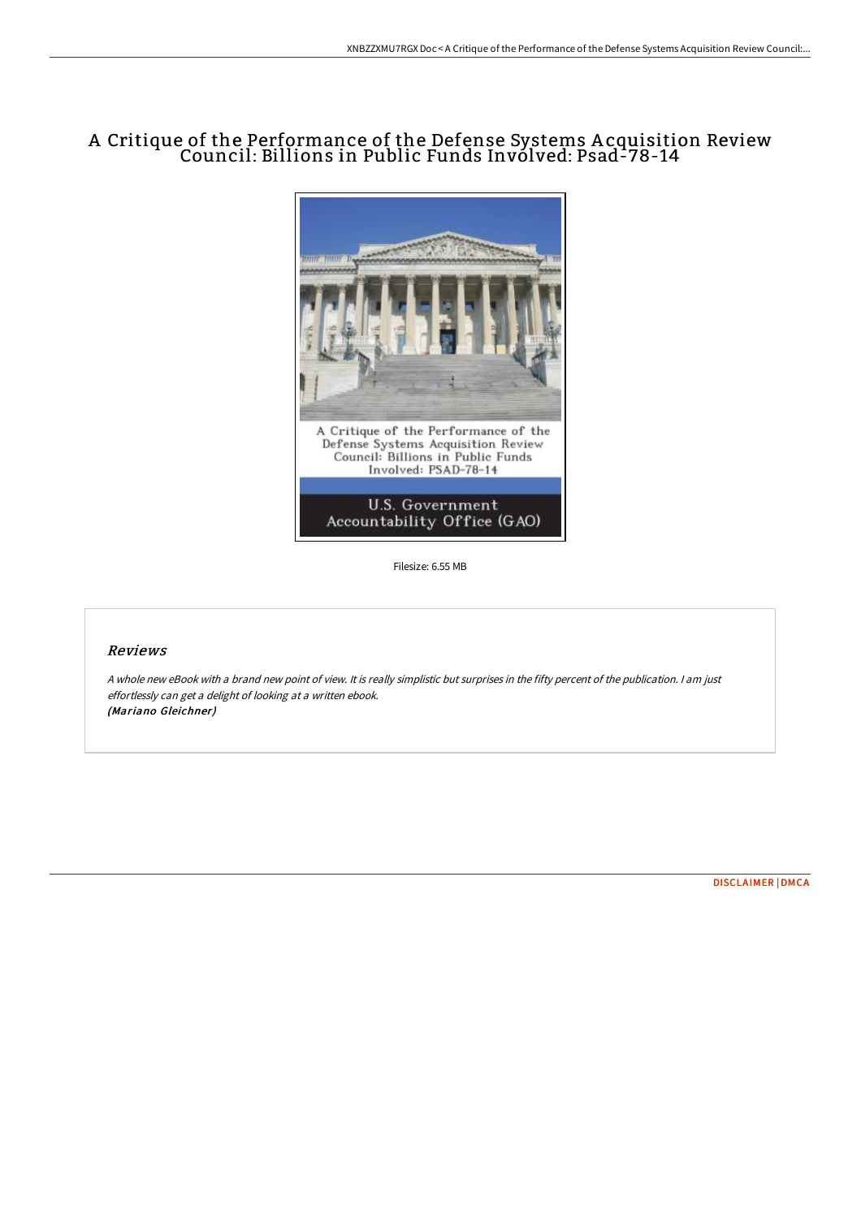# A Critique of the Performance of the Defense Systems Acquisition Review Council: Billions in Public Funds Involved: Psad-78-14

Filesize: 6.55 MB

## *Reviews*

*A whole new eBook with a brand new point of view. It is really simplistic but surprises in the fifty percent of the publication. I am just effortlessly can get a delight of looking at a written ebook.*
***(Mariano Gleichner)***

DISCLAIMER | DMCA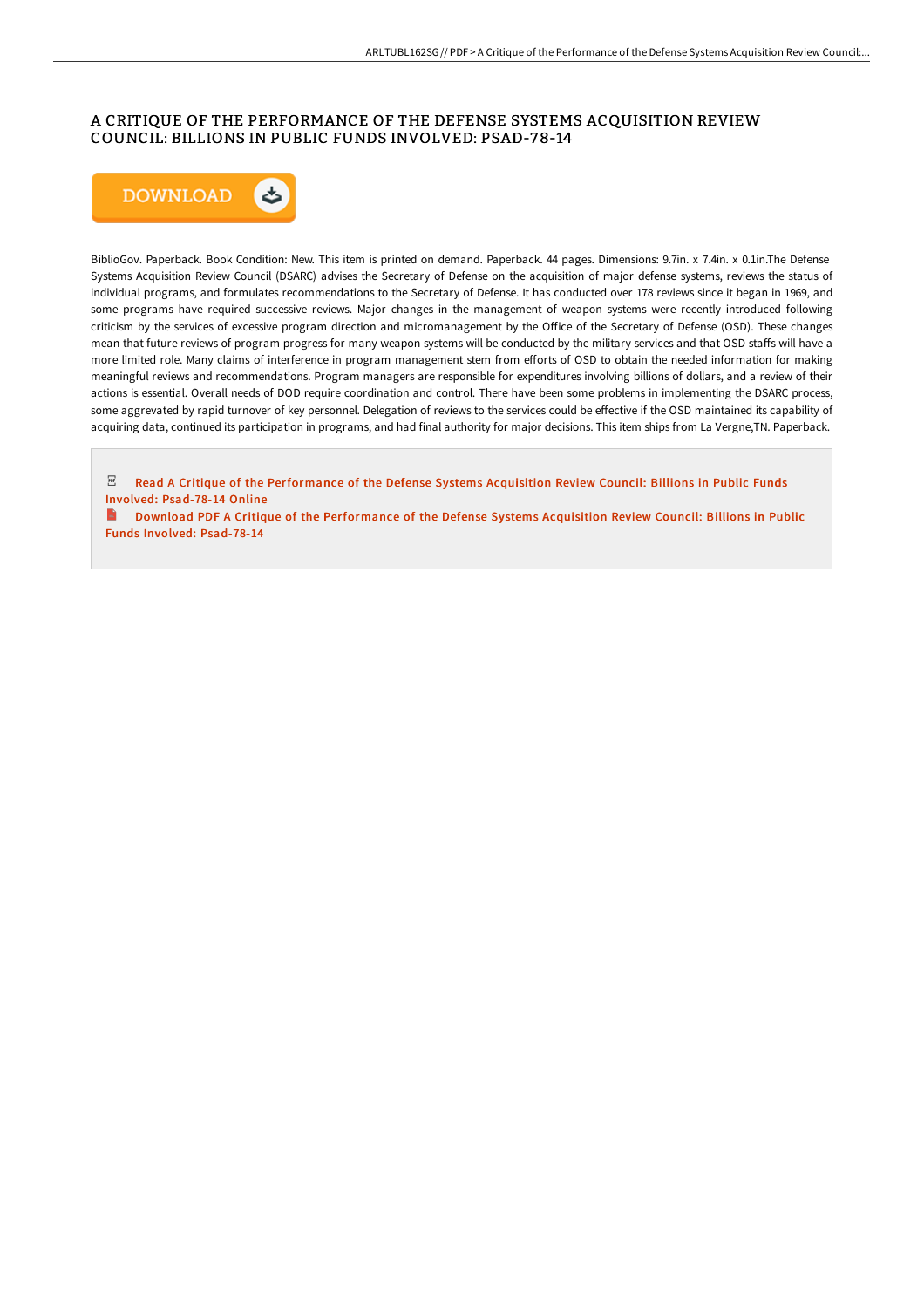# A CRITIQUE OF THE PERFORMANCE OF THE DEFENSE SYSTEMS ACQUISITION REVIEW COUNCIL: BILLIONS IN PUBLIC FUNDS INVOLVED: PSAD-78-14

DOWNLOAD

BiblioGov. Paperback. Book Condition: New. This item is printed on demand. Paperback. 44 pages. Dimensions: 9.7in. x 7.4in. x 0.1in.The Defense Systems Acquisition Review Council (DSARC) advises the Secretary of Defense on the acquisition of major defense systems, reviews the status of individual programs, and formulates recommendations to the Secretary of Defense. It has conducted over 178 reviews since it began in 1969, and some programs have required successive reviews. Major changes in the management of weapon systems were recently introduced following criticism by the services of excessive program direction and micromanagement by the Office of the Secretary of Defense (OSD). These changes mean that future reviews of program progress for many weapon systems will be conducted by the military services and that OSD staffs will have a more limited role. Many claims of interference in program management stem from efforts of OSD to obtain the needed information for making meaningful reviews and recommendations. Program managers are responsible for expenditures involving billions of dollars, and a review of their actions is essential. Overall needs of DOD require coordination and control. There have been some problems in implementing the DSARC process, some aggravated by rapid turnover of key personnel. Delegation of reviews to the services could be effective if the OSD maintained its capability of acquiring data, continued its participation in programs, and had final authority for major decisions. This item ships from La Vergne,TN. Paperback.

Read A Critique of the Performance of the Defense Systems Acquisition Review Council: Billions in Public Funds Involved: Psad-78-14 Online

Download PDF A Critique of the Performance of the Defense Systems Acquisition Review Council: Billions in Public Funds Involved: Psad-78-14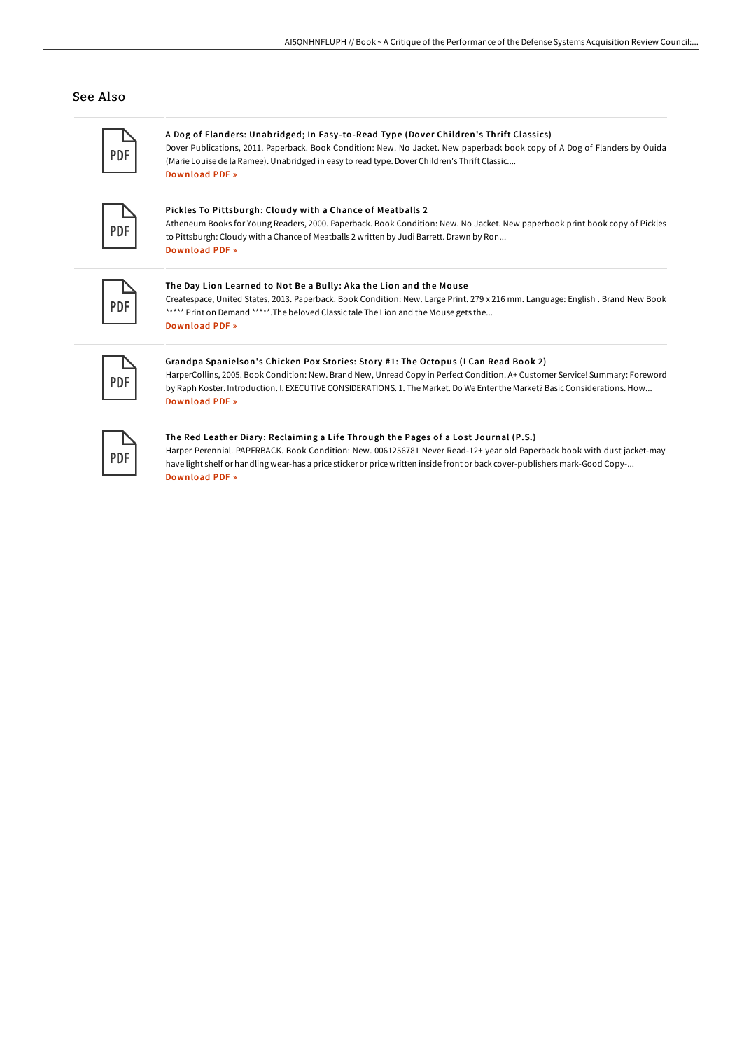## See Also

**A Dog of Flanders: Unabridged; In Easy-to-Read Type (Dover Children's Thrift Classics)**

Dover Publications, 2011. Paperback. Book Condition: New. No Jacket. New paperback book copy of A Dog of Flanders by Ouida (Marie Louise de la Ramee). Unabridged in easy to read type. Dover Children's Thrift Classic....

Download PDF »

**Pickles To Pittsburgh: Cloudy with a Chance of Meatballs 2**

Atheneum Books for Young Readers, 2000. Paperback. Book Condition: New. No Jacket. New paperbook print book copy of Pickles to Pittsburgh: Cloudy with a Chance of Meatballs 2 written by Judi Barrett. Drawn by Ron...

Download PDF »

**The Day Lion Learned to Not Be a Bully: Aka the Lion and the Mouse**

Createspace, United States, 2013. Paperback. Book Condition: New. Large Print. 279 x 216 mm. Language: English . Brand New Book ***** Print on Demand *****.The beloved Classic tale The Lion and the Mouse gets the...

Download PDF »

**Grandpa Spanielson's Chicken Pox Stories: Story #1: The Octopus (I Can Read Book 2)**

HarperCollins, 2005. Book Condition: New. Brand New, Unread Copy in Perfect Condition. A+ Customer Service! Summary: Foreword by Raph Koster. Introduction. I. EXECUTIVE CONSIDERATIONS. 1. The Market. Do We Enter the Market? Basic Considerations. How...

Download PDF »

**The Red Leather Diary: Reclaiming a Life Through the Pages of a Lost Journal (P.S.)**

Harper Perennial. PAPERBACK. Book Condition: New. 0061256781 Never Read-12+ year old Paperback book with dust jacket-may have light shelf or handling wear-has a price sticker or price written inside front or back cover-publishers mark-Good Copy-...

Download PDF »